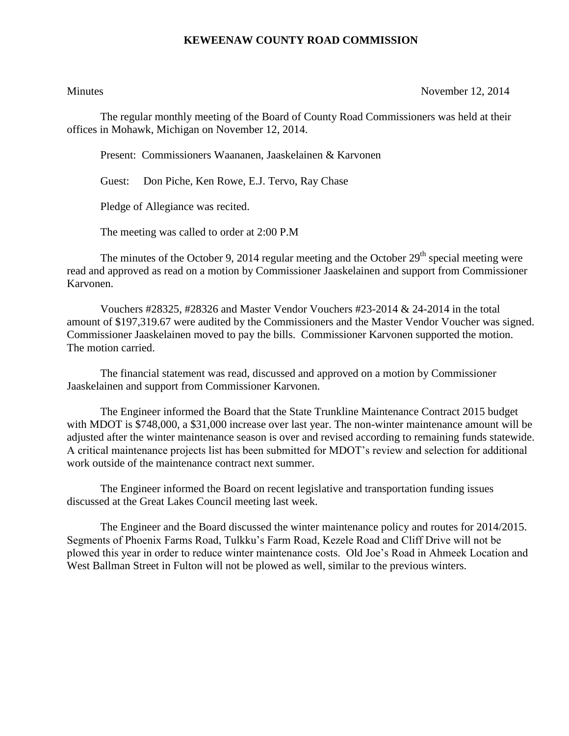# KEWEENAW COUNTY ROAD COMMISSION

Minutes November 12, 2014

The regular monthly meeting of the Board of County Road Commissioners was held at their offices in Mohawk, Michigan on November 12, 2014.

Present: Commissioners Waananen, Jaaskelainen & Karvonen

Guest: Don Piche, Ken Rowe, E.J. Tervo, Ray Chase

Pledge of Allegiance was recited.

The meeting was called to order at 2:00 P.M

The minutes of the October 9, 2014 regular meeting and the October 29th special meeting were read and approved as read on a motion by Commissioner Jaaskelainen and support from Commissioner Karvonen.

Vouchers #28325, #28326 and Master Vendor Vouchers #23-2014 & 24-2014 in the total amount of $197,319.67 were audited by the Commissioners and the Master Vendor Voucher was signed. Commissioner Jaaskelainen moved to pay the bills. Commissioner Karvonen supported the motion. The motion carried.

The financial statement was read, discussed and approved on a motion by Commissioner Jaaskelainen and support from Commissioner Karvonen.

The Engineer informed the Board that the State Trunkline Maintenance Contract 2015 budget with MDOT is $748,000, a $31,000 increase over last year. The non-winter maintenance amount will be adjusted after the winter maintenance season is over and revised according to remaining funds statewide. A critical maintenance projects list has been submitted for MDOT's review and selection for additional work outside of the maintenance contract next summer.

The Engineer informed the Board on recent legislative and transportation funding issues discussed at the Great Lakes Council meeting last week.

The Engineer and the Board discussed the winter maintenance policy and routes for 2014/2015. Segments of Phoenix Farms Road, Tulkku's Farm Road, Kezele Road and Cliff Drive will not be plowed this year in order to reduce winter maintenance costs. Old Joe's Road in Ahmeek Location and West Ballman Street in Fulton will not be plowed as well, similar to the previous winters.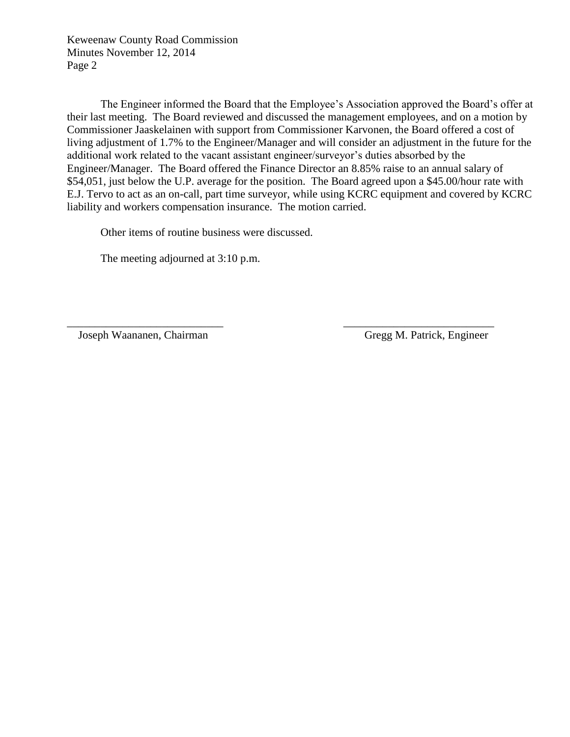The Engineer informed the Board that the Employee's Association approved the Board's offer at their last meeting. The Board reviewed and discussed the management employees, and on a motion by Commissioner Jaaskelainen with support from Commissioner Karvonen, the Board offered a cost of living adjustment of 1.7% to the Engineer/Manager and will consider an adjustment in the future for the additional work related to the vacant assistant engineer/surveyor's duties absorbed by the Engineer/Manager. The Board offered the Finance Director an 8.85% raise to an annual salary of $54,051, just below the U.P. average for the position. The Board agreed upon a $45.00/hour rate with E.J. Tervo to act as an on-call, part time surveyor, while using KCRC equipment and covered by KCRC liability and workers compensation insurance. The motion carried.

Other items of routine business were discussed.

The meeting adjourned at 3:10 p.m.

\_\_\_\_\_\_\_\_\_\_\_\_\_\_\_\_\_\_\_\_\_\_\_\_\_\_\_\_ \_\_\_\_\_\_\_\_\_\_\_\_\_\_\_\_\_\_\_\_\_\_\_\_\_\_\_\_

Joseph Waananen, Chairman Gregg M. Patrick, Engineer